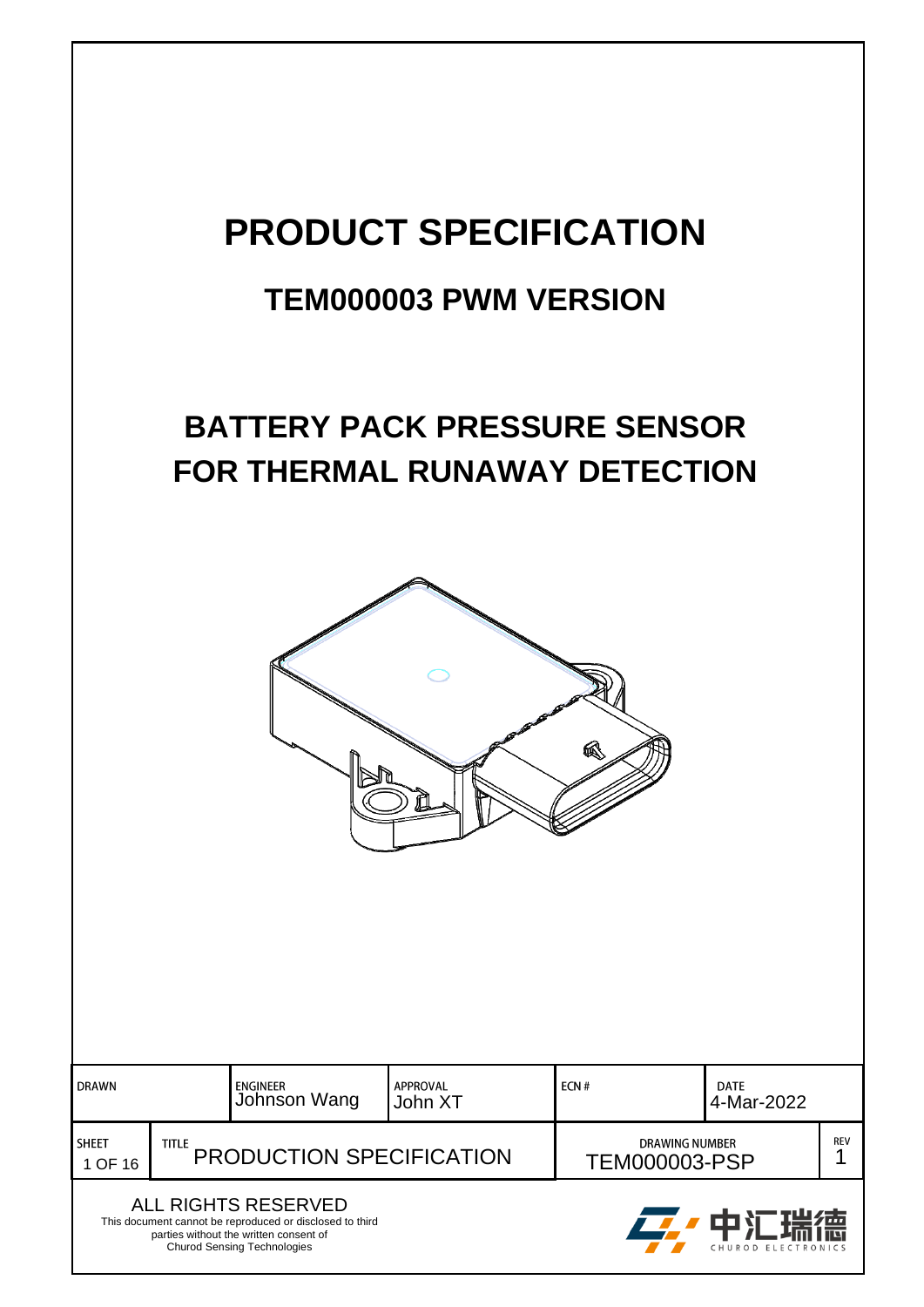# PRODUCT SPECIFICATION

## TEM000003 PWM VERSION

## BATTERY PACK PRESSURE SENSOR FOR THERMAL RUNAWAY DETECTION

| DRAWN | | ENGINEER Johnson Wang | APPROVAL John XT | ECN # | DATE 4-Mar-2022 | |
|---|---|---|---|---|---|---|
| SHEET 1 OF 16 | TITLE PRODUCTION SPECIFICATION | | | DRAWING NUMBER TEM000003-PSP | | REV 1 |

ALL RIGHTS RESERVED
This document cannot be reproduced or disclosed to third parties without the written consent of Churod Sensing Technologies

中汇瑞德 CHUROD ELECTRONICS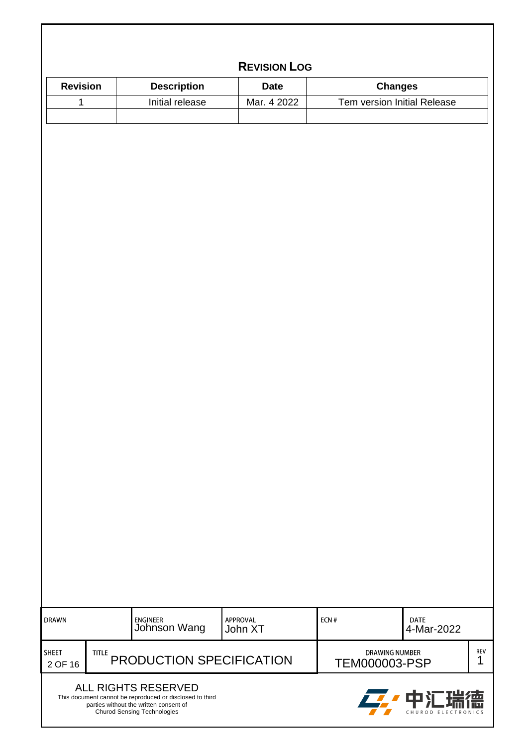## REVISION LOG

| Revision | Description | Date | Changes |
|---|---|---|---|
| 1 | Initial release | Mar. 4 2022 | Tem version Initial Release |
| | | | |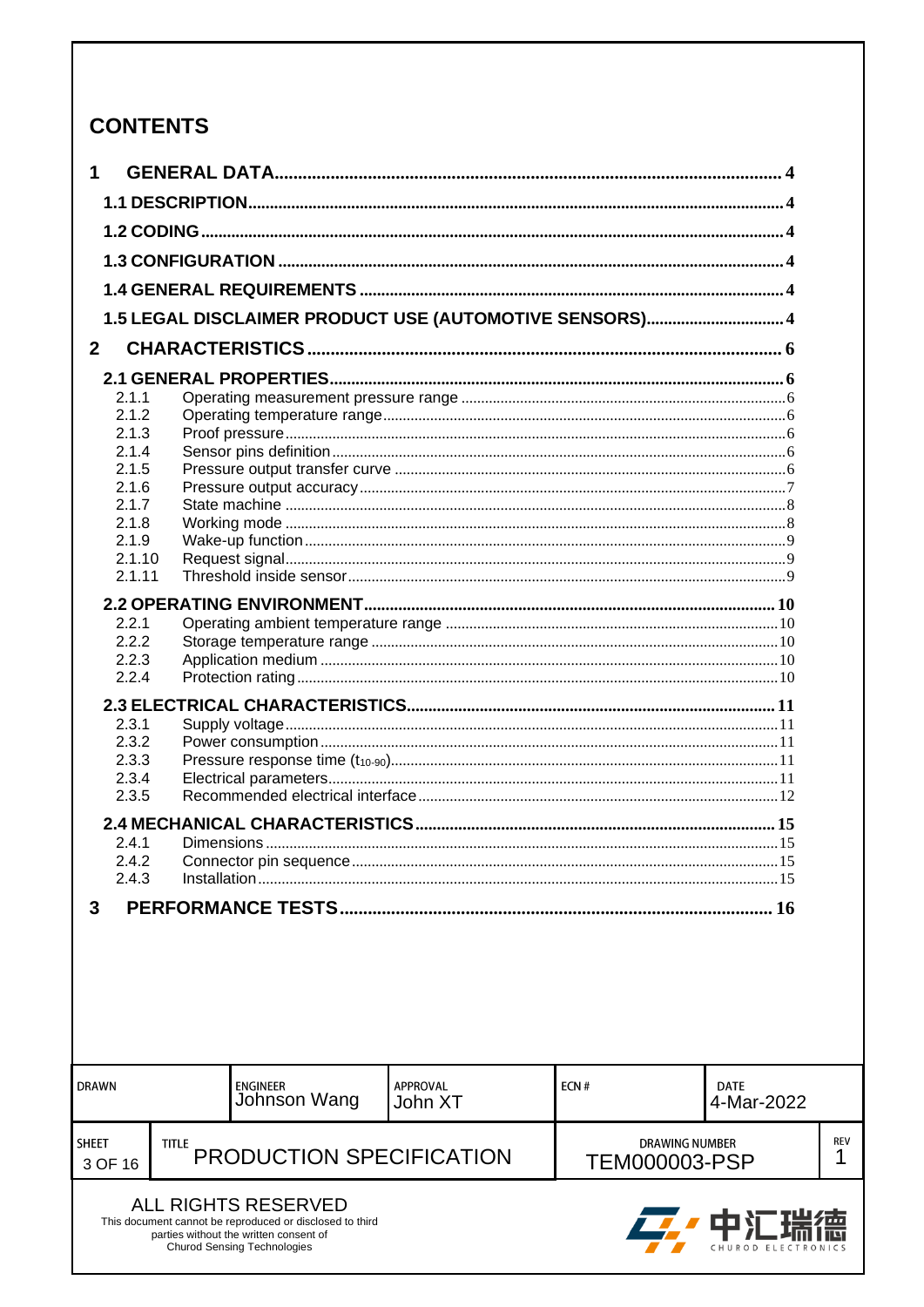# CONTENTS

1 GENERAL DATA ... 4

1.1 DESCRIPTION ... 4

1.2 CODING ... 4

1.3 CONFIGURATION ... 4

1.4 GENERAL REQUIREMENTS ... 4

1.5 LEGAL DISCLAIMER PRODUCT USE (AUTOMOTIVE SENSORS) ... 4

2 CHARACTERISTICS ... 6

2.1 GENERAL PROPERTIES ... 6

- 2.1.1 Operating measurement pressure range ... 6
- 2.1.2 Operating temperature range ... 6
- 2.1.3 Proof pressure ... 6
- 2.1.4 Sensor pins definition ... 6
- 2.1.5 Pressure output transfer curve ... 6
- 2.1.6 Pressure output accuracy ... 7
- 2.1.7 State machine ... 8
- 2.1.8 Working mode ... 8
- 2.1.9 Wake-up function ... 9
- 2.1.10 Request signal ... 9
- 2.1.11 Threshold inside sensor ... 9

2.2 OPERATING ENVIRONMENT ... 10

- 2.2.1 Operating ambient temperature range ... 10
- 2.2.2 Storage temperature range ... 10
- 2.2.3 Application medium ... 10
- 2.2.4 Protection rating ... 10

2.3 ELECTRICAL CHARACTERISTICS ... 11

- 2.3.1 Supply voltage ... 11
- 2.3.2 Power consumption ... 11
- 2.3.3 Pressure response time ($t_{10-90}$) ... 11
- 2.3.4 Electrical parameters ... 11
- 2.3.5 Recommended electrical interface ... 12

2.4 MECHANICAL CHARACTERISTICS ... 15

- 2.4.1 Dimensions ... 15
- 2.4.2 Connector pin sequence ... 15
- 2.4.3 Installation ... 15

3 PERFORMANCE TESTS ... 16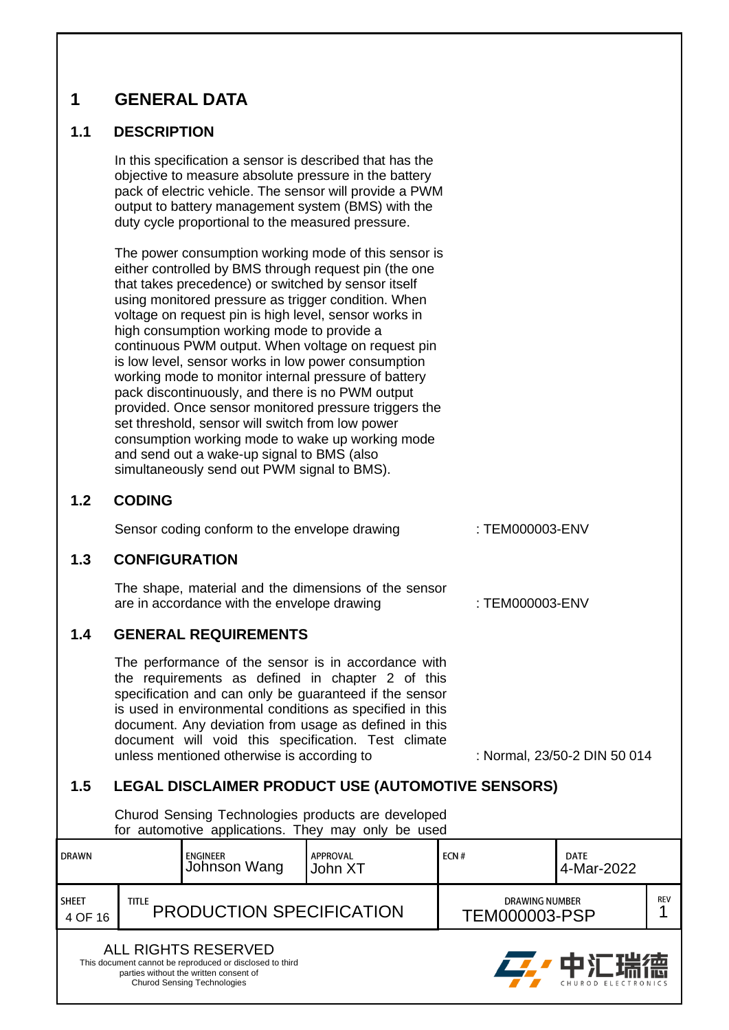# 1 GENERAL DATA

## 1.1 DESCRIPTION

In this specification a sensor is described that has the objective to measure absolute pressure in the battery pack of electric vehicle. The sensor will provide a PWM output to battery management system (BMS) with the duty cycle proportional to the measured pressure.

The power consumption working mode of this sensor is either controlled by BMS through request pin (the one that takes precedence) or switched by sensor itself using monitored pressure as trigger condition. When voltage on request pin is high level, sensor works in high consumption working mode to provide a continuous PWM output. When voltage on request pin is low level, sensor works in low power consumption working mode to monitor internal pressure of battery pack discontinuously, and there is no PWM output provided. Once sensor monitored pressure triggers the set threshold, sensor will switch from low power consumption working mode to wake up working mode and send out a wake-up signal to BMS (also simultaneously send out PWM signal to BMS).

## 1.2 CODING

Sensor coding conform to the envelope drawing : TEM000003-ENV

## 1.3 CONFIGURATION

The shape, material and the dimensions of the sensor are in accordance with the envelope drawing : TEM000003-ENV

## 1.4 GENERAL REQUIREMENTS

The performance of the sensor is in accordance with the requirements as defined in chapter 2 of this specification and can only be guaranteed if the sensor is used in environmental conditions as specified in this document. Any deviation from usage as defined in this document will void this specification. Test climate unless mentioned otherwise is according to : Normal, 23/50-2 DIN 50 014

## 1.5 LEGAL DISCLAIMER PRODUCT USE (AUTOMOTIVE SENSORS)

Churod Sensing Technologies products are developed for automotive applications. They may only be used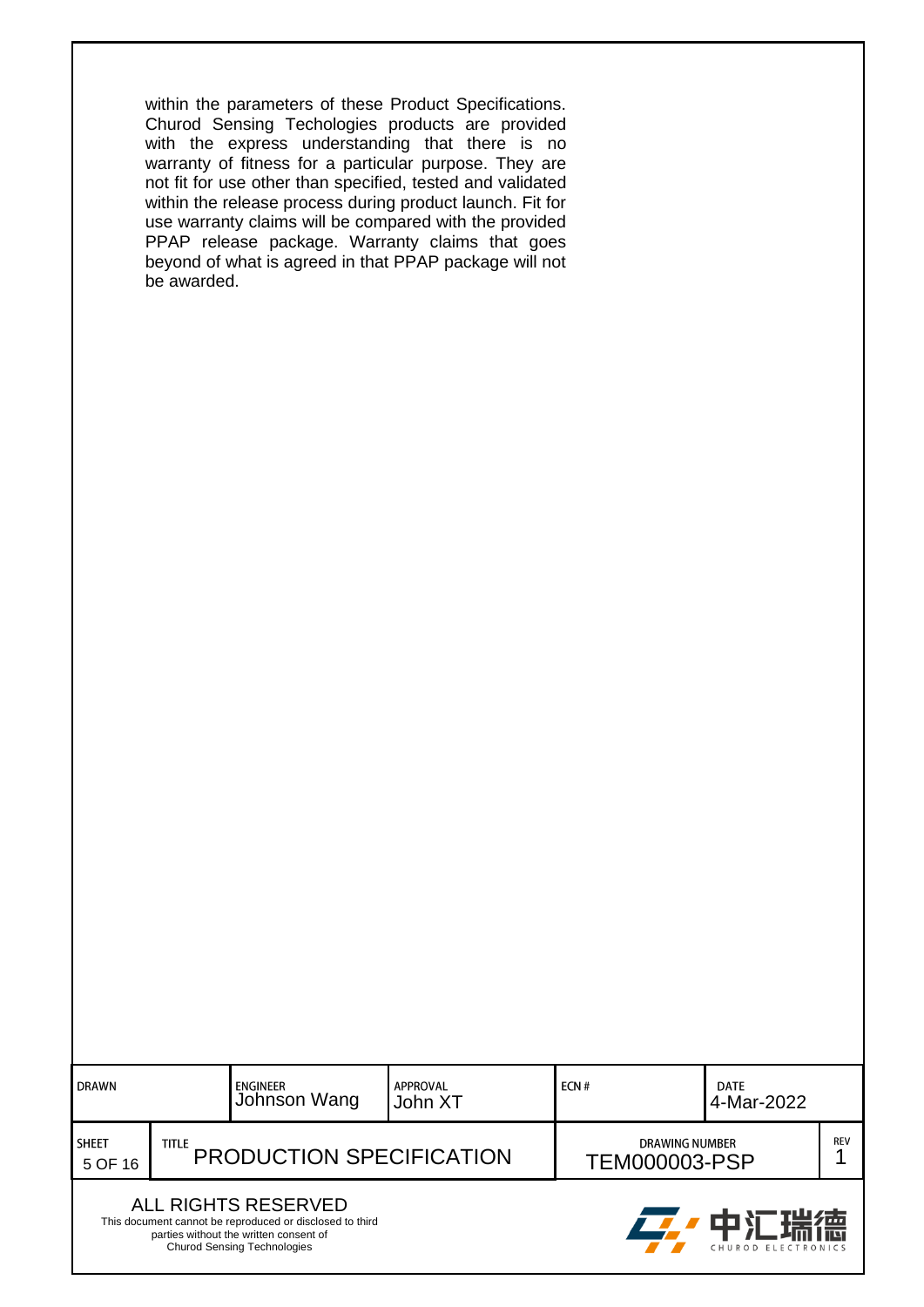within the parameters of these Product Specifications. Churod Sensing Techologies products are provided with the express understanding that there is no warranty of fitness for a particular purpose. They are not fit for use other than specified, tested and validated within the release process during product launch. Fit for use warranty claims will be compared with the provided PPAP release package. Warranty claims that goes beyond of what is agreed in that PPAP package will not be awarded.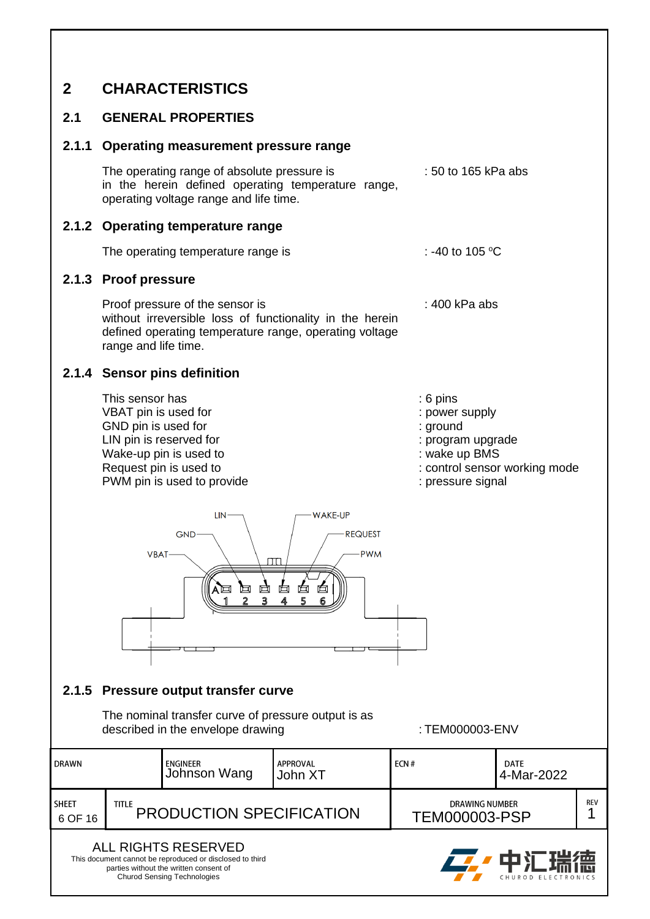# 2 CHARACTERISTICS

## 2.1 GENERAL PROPERTIES

### 2.1.1 Operating measurement pressure range

The operating range of absolute pressure is in the herein defined operating temperature range, operating voltage range and life time. : 50 to 165 kPa abs

### 2.1.2 Operating temperature range

The operating temperature range is : -40 to 105 °C

### 2.1.3 Proof pressure

Proof pressure of the sensor is without irreversible loss of functionality in the herein defined operating temperature range, operating voltage range and life time. : 400 kPa abs

### 2.1.4 Sensor pins definition

| | |
|---|---|
| This sensor has | : 6 pins |
| VBAT pin is used for | : power supply |
| GND pin is used for | : ground |
| LIN pin is reserved for | : program upgrade |
| Wake-up pin is used to | : wake up BMS |
| Request pin is used to | : control sensor working mode |
| PWM pin is used to provide | : pressure signal |

LIN  WAKE-UP  GND  REQUEST  VBAT  PWM

A 1 2 3 4 5 6

### 2.1.5 Pressure output transfer curve

The nominal transfer curve of pressure output is as described in the envelope drawing : TEM000003-ENV

| DRAWN | ENGINEER Johnson Wang | APPROVAL John XT | ECN # | DATE 4-Mar-2022 | |
|---|---|---|---|---|---|
| SHEET 6 OF 16 | TITLE PRODUCTION SPECIFICATION | | DRAWING NUMBER TEM000003-PSP | | REV 1 |

ALL RIGHTS RESERVED
This document cannot be reproduced or disclosed to third parties without the written consent of Churod Sensing Technologies

中汇瑞德 CHUROD ELECTRONICS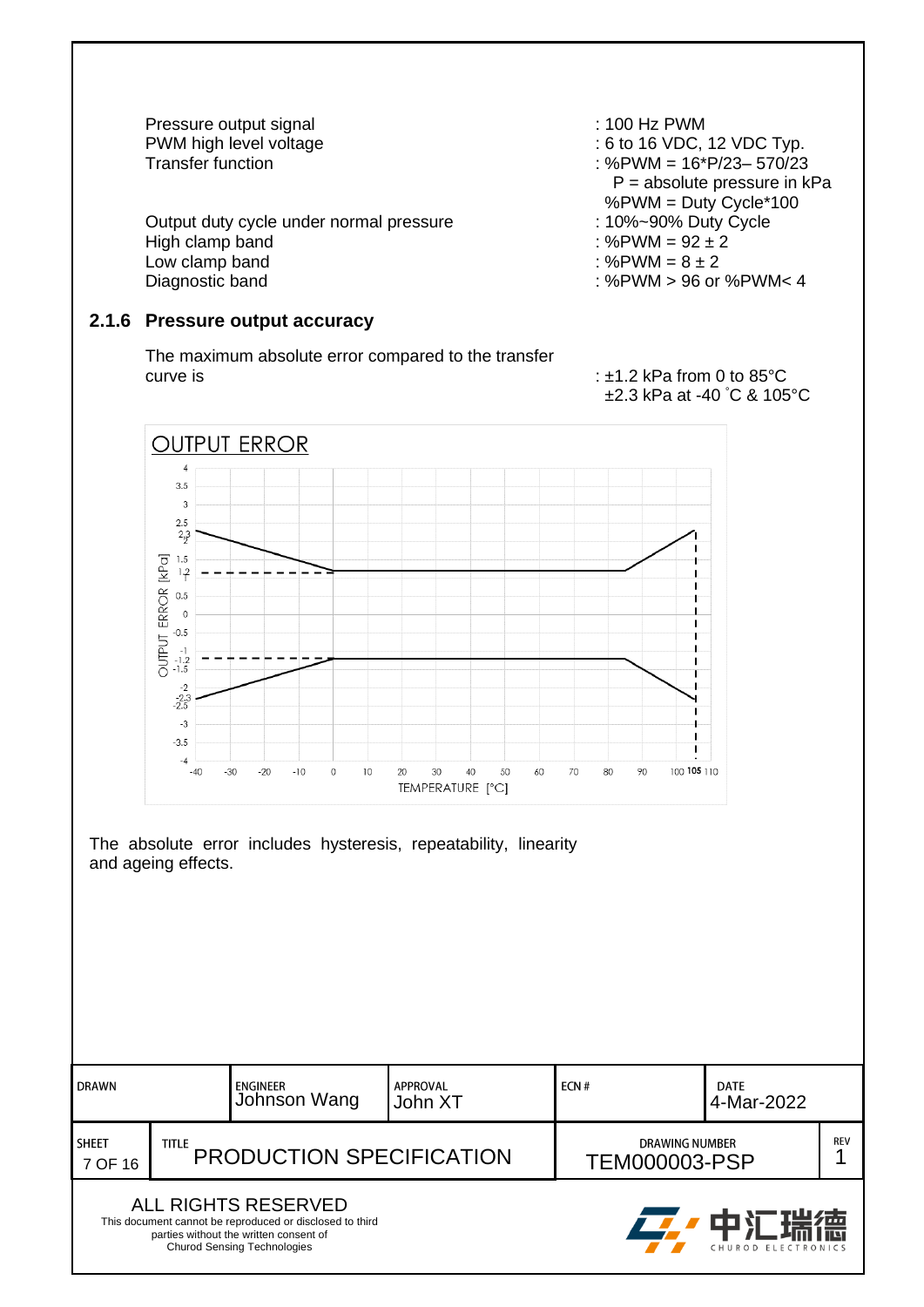| | |
|---|---|
| Pressure output signal | : 100 Hz PWM |
| PWM high level voltage | : 6 to 16 VDC, 12 VDC Typ. |
| Transfer function | : %PWM = 16*P/23– 570/23<br>P = absolute pressure in kPa<br>%PWM = Duty Cycle*100 |
| Output duty cycle under normal pressure | : 10%~90% Duty Cycle |
| High clamp band | : %PWM = 92 ± 2 |
| Low clamp band | : %PWM = 8 ± 2 |
| Diagnostic band | : %PWM > 96 or %PWM< 4 |

### 2.1.6 Pressure output accuracy

The maximum absolute error compared to the transfer curve is : ±1.2 kPa from 0 to 85°C, ±2.3 kPa at -40 ˚C & 105°C

OUTPUT ERROR

The absolute error includes hysteresis, repeatability, linearity and ageing effects.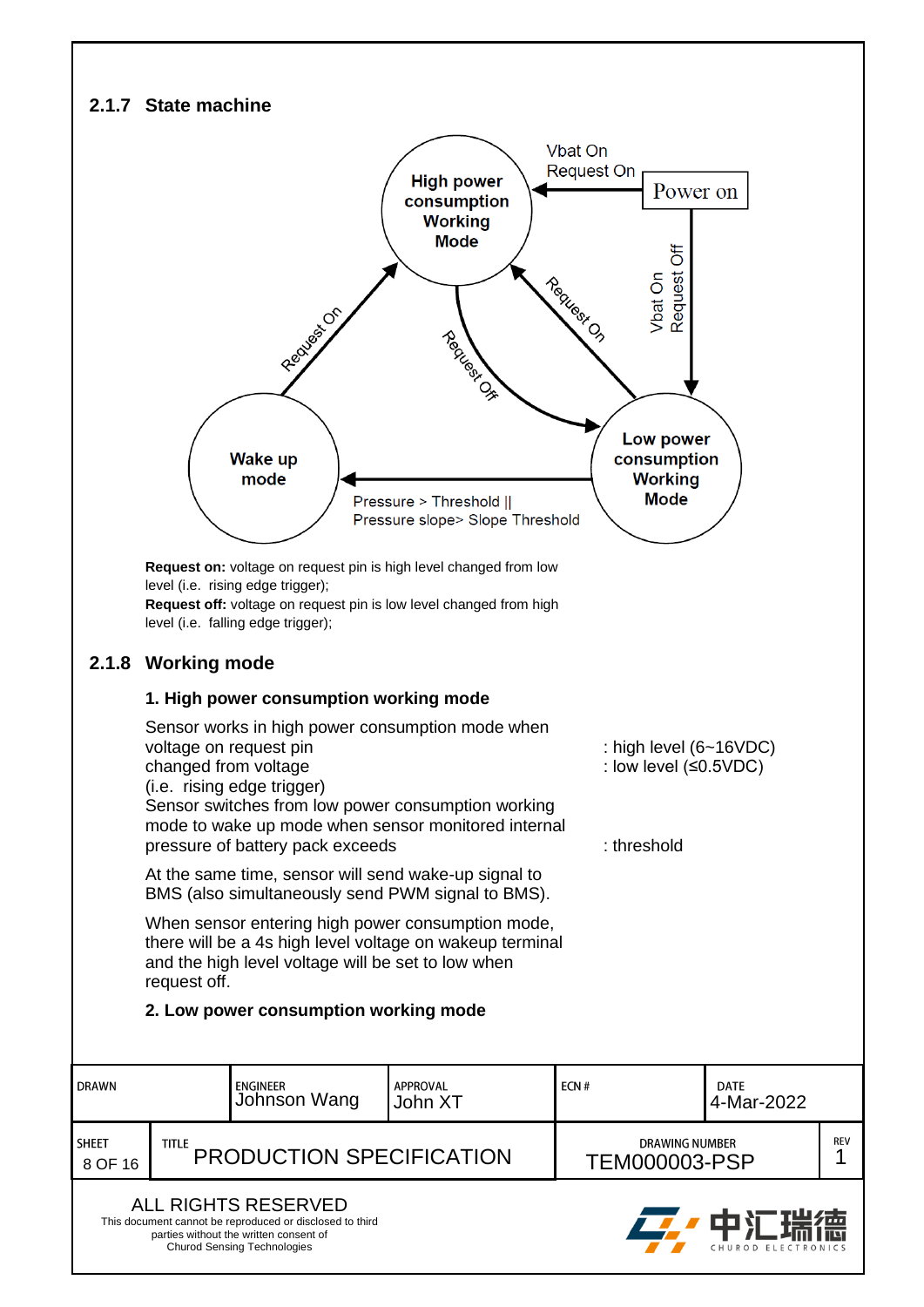### 2.1.7 State machine

High power consumption Working Mode

Vbat On
Request On

Power on

Vbat On
Request Off

Request On

Request Off

Request On

Wake up mode

Low power consumption Working Mode

Pressure > Threshold ||
Pressure slope> Slope Threshold

**Request on:** voltage on request pin is high level changed from low level (i.e. rising edge trigger);
**Request off:** voltage on request pin is low level changed from high level (i.e. falling edge trigger);

### 2.1.8 Working mode

#### 1. High power consumption working mode

Sensor works in high power consumption mode when voltage on request pin changed from voltage (i.e. rising edge trigger)

: high level (6~16VDC)
: low level (≤0.5VDC)

Sensor switches from low power consumption working mode to wake up mode when sensor monitored internal pressure of battery pack exceeds

: threshold

At the same time, sensor will send wake-up signal to BMS (also simultaneously send PWM signal to BMS).

When sensor entering high power consumption mode, there will be a 4s high level voltage on wakeup terminal and the high level voltage will be set to low when request off.

#### 2. Low power consumption working mode

| DRAWN | ENGINEER Johnson Wang | APPROVAL John XT | ECN # | DATE 4-Mar-2022 |
|---|---|---|---|---|
| SHEET 8 OF 16 | TITLE PRODUCTION SPECIFICATION | | DRAWING NUMBER TEM000003-PSP | REV 1 |

ALL RIGHTS RESERVED
This document cannot be reproduced or disclosed to third parties without the written consent of Churod Sensing Technologies

中汇瑞德 CHUROD ELECTRONICS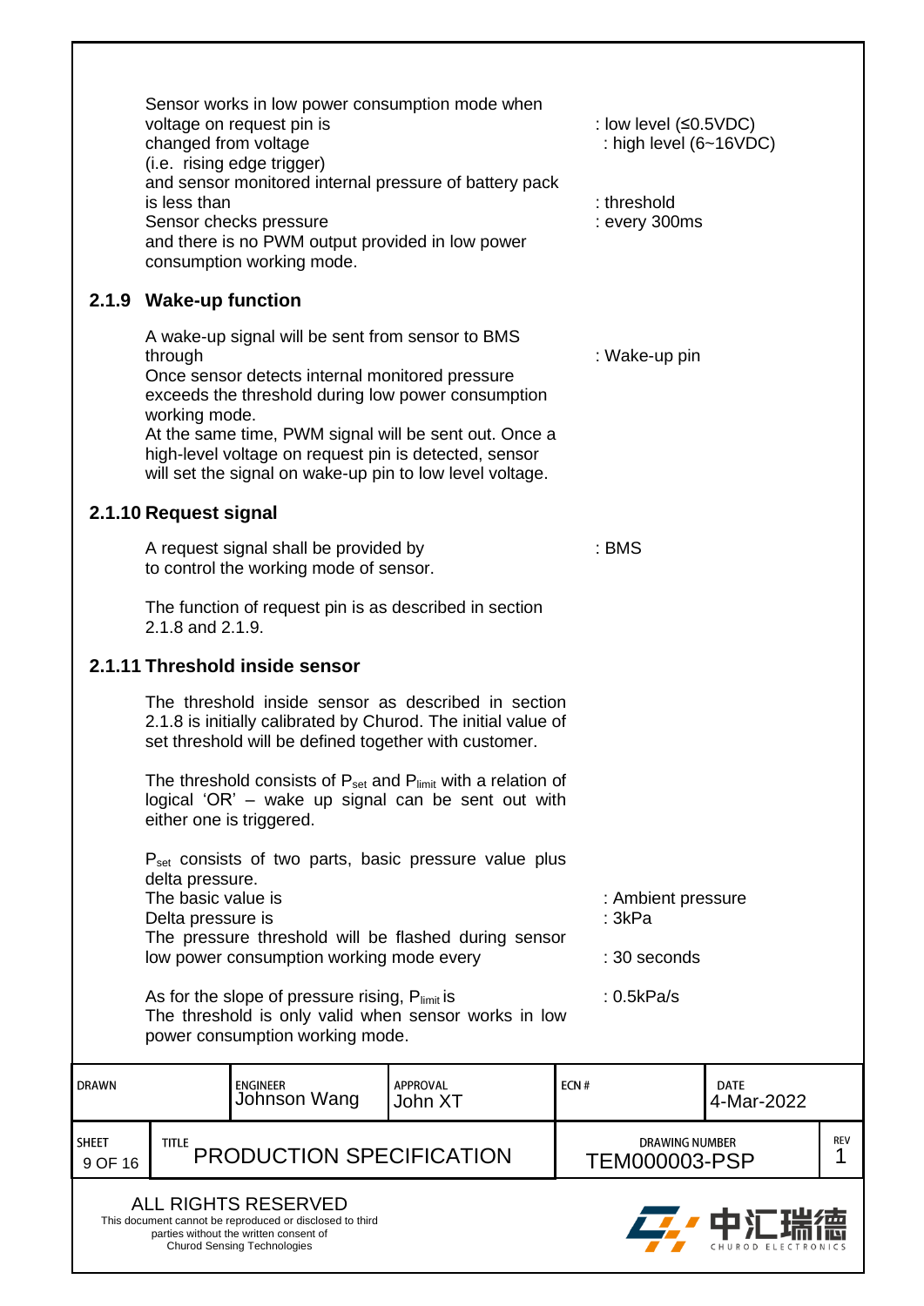Sensor works in low power consumption mode when voltage on request pin is changed from voltage (i.e. rising edge trigger) : low level (≤0.5VDC) : high level (6~16VDC)

and sensor monitored internal pressure of battery pack is less than : threshold

Sensor checks pressure : every 300ms

and there is no PWM output provided in low power consumption working mode.

### 2.1.9 Wake-up function

A wake-up signal will be sent from sensor to BMS through : Wake-up pin

Once sensor detects internal monitored pressure exceeds the threshold during low power consumption working mode.

At the same time, PWM signal will be sent out. Once a high-level voltage on request pin is detected, sensor will set the signal on wake-up pin to low level voltage.

### 2.1.10 Request signal

A request signal shall be provided by : BMS
to control the working mode of sensor.

The function of request pin is as described in section 2.1.8 and 2.1.9.

### 2.1.11 Threshold inside sensor

The threshold inside sensor as described in section 2.1.8 is initially calibrated by Churod. The initial value of set threshold will be defined together with customer.

The threshold consists of $P_{set}$ and $P_{limit}$ with a relation of logical 'OR' – wake up signal can be sent out with either one is triggered.

$P_{set}$ consists of two parts, basic pressure value plus delta pressure.

The basic value is : Ambient pressure

Delta pressure is : 3kPa

The pressure threshold will be flashed during sensor low power consumption working mode every : 30 seconds

As for the slope of pressure rising, $P_{limit}$ is : 0.5kPa/s

The threshold is only valid when sensor works in low power consumption working mode.

| DRAWN | ENGINEER Johnson Wang | APPROVAL John XT | ECN # | DATE 4-Mar-2022 |
|---|---|---|---|---|
| SHEET 9 OF 16 | TITLE PRODUCTION SPECIFICATION | | DRAWING NUMBER TEM000003-PSP | REV 1 |

ALL RIGHTS RESERVED
This document cannot be reproduced or disclosed to third parties without the written consent of Churod Sensing Technologies

中汇瑞德 CHUROD ELECTRONICS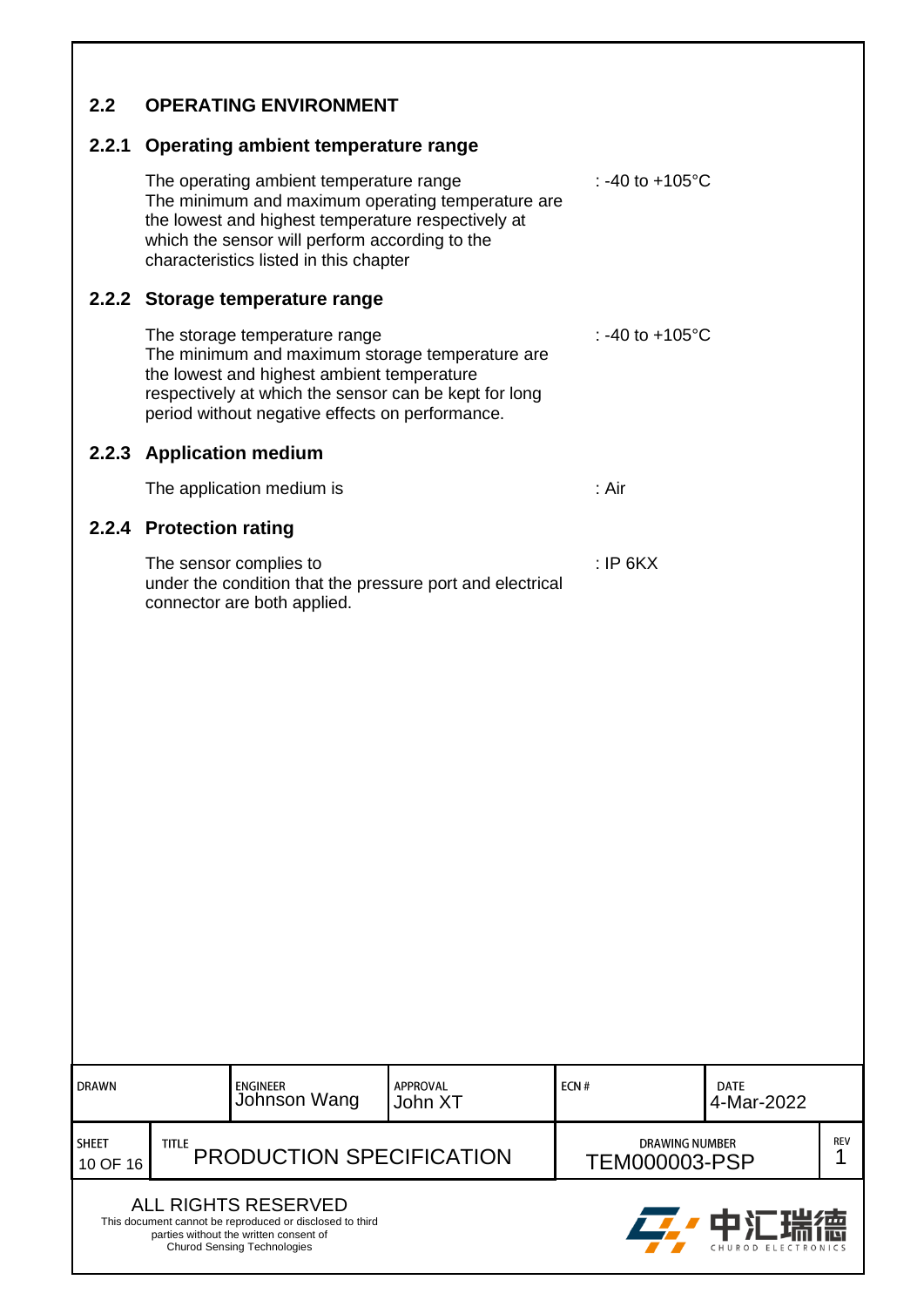## 2.2 OPERATING ENVIRONMENT

### 2.2.1 Operating ambient temperature range

The operating ambient temperature range : -40 to +105°C
The minimum and maximum operating temperature are the lowest and highest temperature respectively at which the sensor will perform according to the characteristics listed in this chapter

### 2.2.2 Storage temperature range

The storage temperature range : -40 to +105°C
The minimum and maximum storage temperature are the lowest and highest ambient temperature respectively at which the sensor can be kept for long period without negative effects on performance.

### 2.2.3 Application medium

The application medium is : Air

### 2.2.4 Protection rating

The sensor complies to : IP 6KX
under the condition that the pressure port and electrical connector are both applied.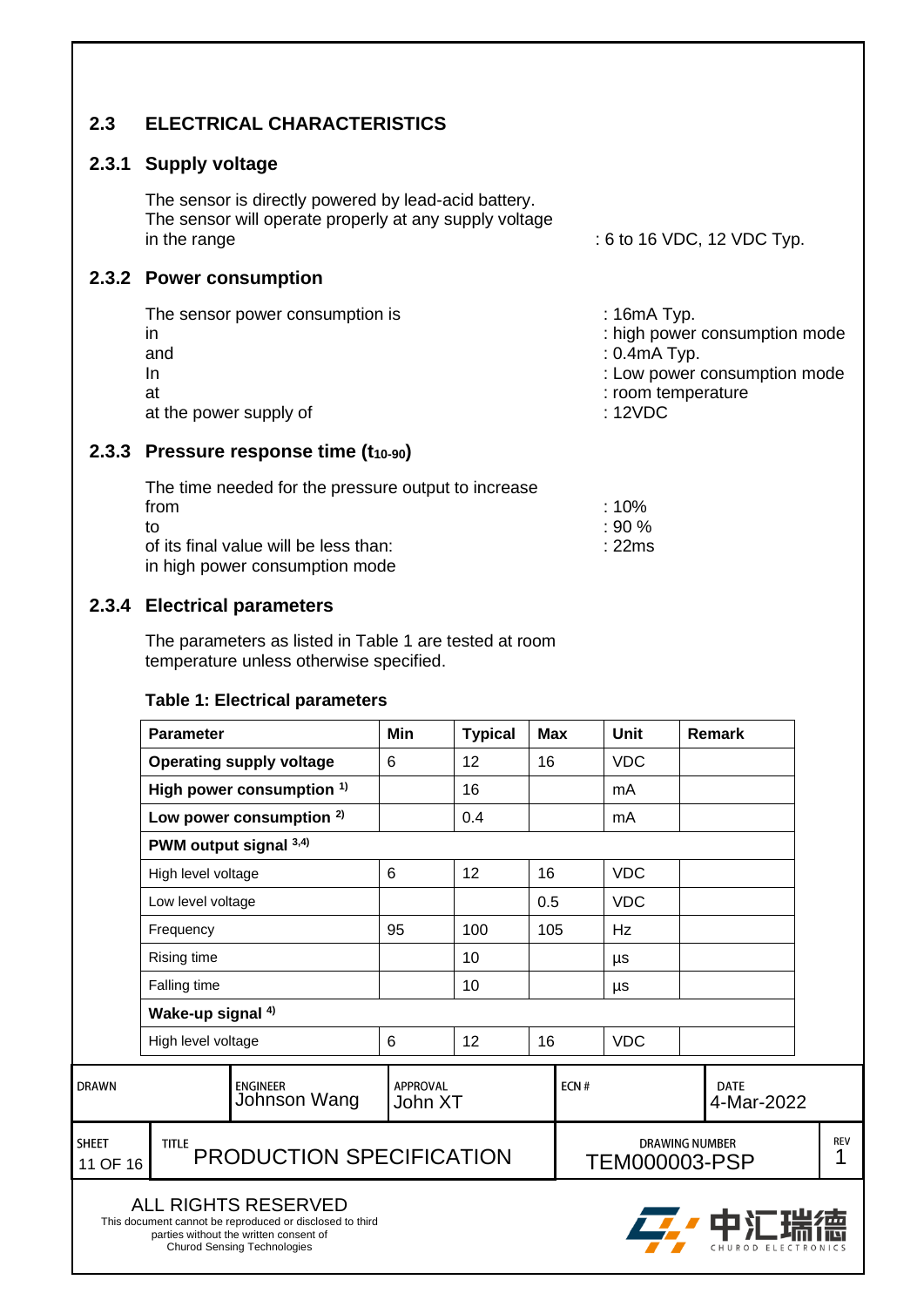## 2.3 ELECTRICAL CHARACTERISTICS

### 2.3.1 Supply voltage

The sensor is directly powered by lead-acid battery.
The sensor will operate properly at any supply voltage in the range : 6 to 16 VDC, 12 VDC Typ.

### 2.3.2 Power consumption

The sensor power consumption is : 16mA Typ.
in : high power consumption mode
and : 0.4mA Typ.
In : Low power consumption mode
at : room temperature
at the power supply of : 12VDC

### 2.3.3 Pressure response time ($t_{10\text{-}90}$)

The time needed for the pressure output to increase
from : 10%
to : 90 %
of its final value will be less than: : 22ms
in high power consumption mode

### 2.3.4 Electrical parameters

The parameters as listed in Table 1 are tested at room temperature unless otherwise specified.

**Table 1: Electrical parameters**

| Parameter | Min | Typical | Max | Unit | Remark |
|---|---|---|---|---|---|
| **Operating supply voltage** | 6 | 12 | 16 | VDC | |
| **High power consumption [1)]** | | 16 | | mA | |
| **Low power consumption [2)]** | | 0.4 | | mA | |
| **PWM output signal [3,4)]** | | | | | |
| High level voltage | 6 | 12 | 16 | VDC | |
| Low level voltage | | | 0.5 | VDC | |
| Frequency | 95 | 100 | 105 | Hz | |
| Rising time | | 10 | | µs | |
| Falling time | | 10 | | µs | |
| **Wake-up signal [4)]** | | | | | |
| High level voltage | 6 | 12 | 16 | VDC | |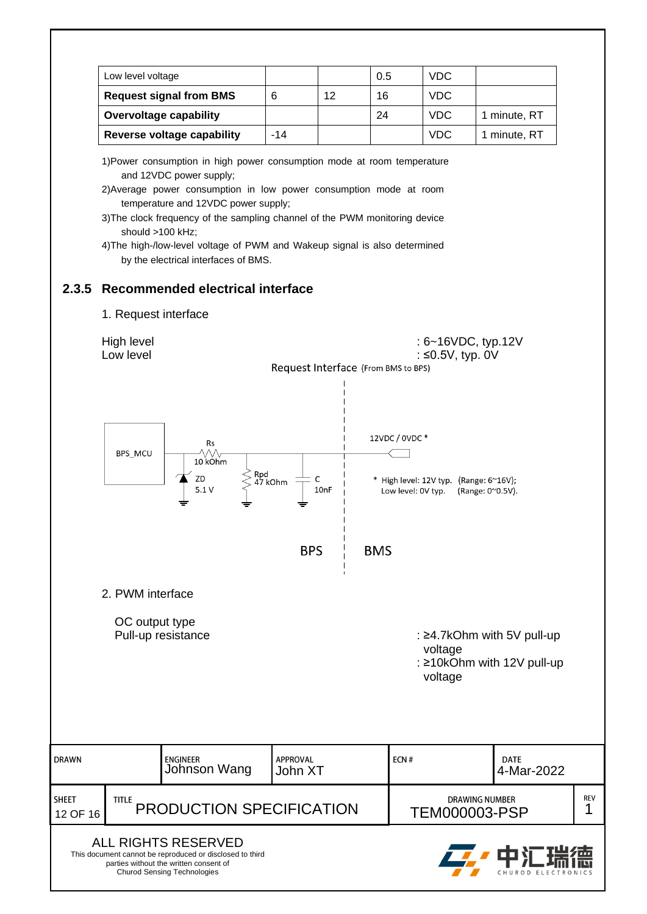| Low level voltage | | | 0.5 | VDC | |
|---|---|---|---|---|---|
| **Request signal from BMS** | 6 | 12 | 16 | VDC | |
| **Overvoltage capability** | | | 24 | VDC | 1 minute, RT |
| **Reverse voltage capability** | -14 | | | VDC | 1 minute, RT |

1)Power consumption in high power consumption mode at room temperature and 12VDC power supply;

2)Average power consumption in low power consumption mode at room temperature and 12VDC power supply;

3)The clock frequency of the sampling channel of the PWM monitoring device should >100 kHz;

4)The high-/low-level voltage of PWM and Wakeup signal is also determined by the electrical interfaces of BMS.

### 2.3.5 Recommended electrical interface

1. Request interface

High level : 6~16VDC, typ.12V
Low level : ≤0.5V, typ. 0V

Request Interface (From BMS to BPS)

BPS_MCU — Rs 10 kOhm — ZD 5.1 V — Rpd 47 kOhm — C 10nF

12VDC / 0VDC *

* High level: 12V typ. (Range: 6~16V);
Low level: 0V typ. (Range: 0~0.5V).

BPS | BMS

2. PWM interface

OC output type
Pull-up resistance : ≥4.7kOhm with 5V pull-up voltage
: ≥10kOhm with 12V pull-up voltage

| DRAWN | ENGINEER Johnson Wang | APPROVAL John XT | ECN # | DATE 4-Mar-2022 | |
|---|---|---|---|---|---|
| SHEET 12 OF 16 | TITLE PRODUCTION SPECIFICATION | | DRAWING NUMBER TEM000003-PSP | | REV 1 |

ALL RIGHTS RESERVED
This document cannot be reproduced or disclosed to third parties without the written consent of Churod Sensing Technologies

中汇瑞德 CHUROD ELECTRONICS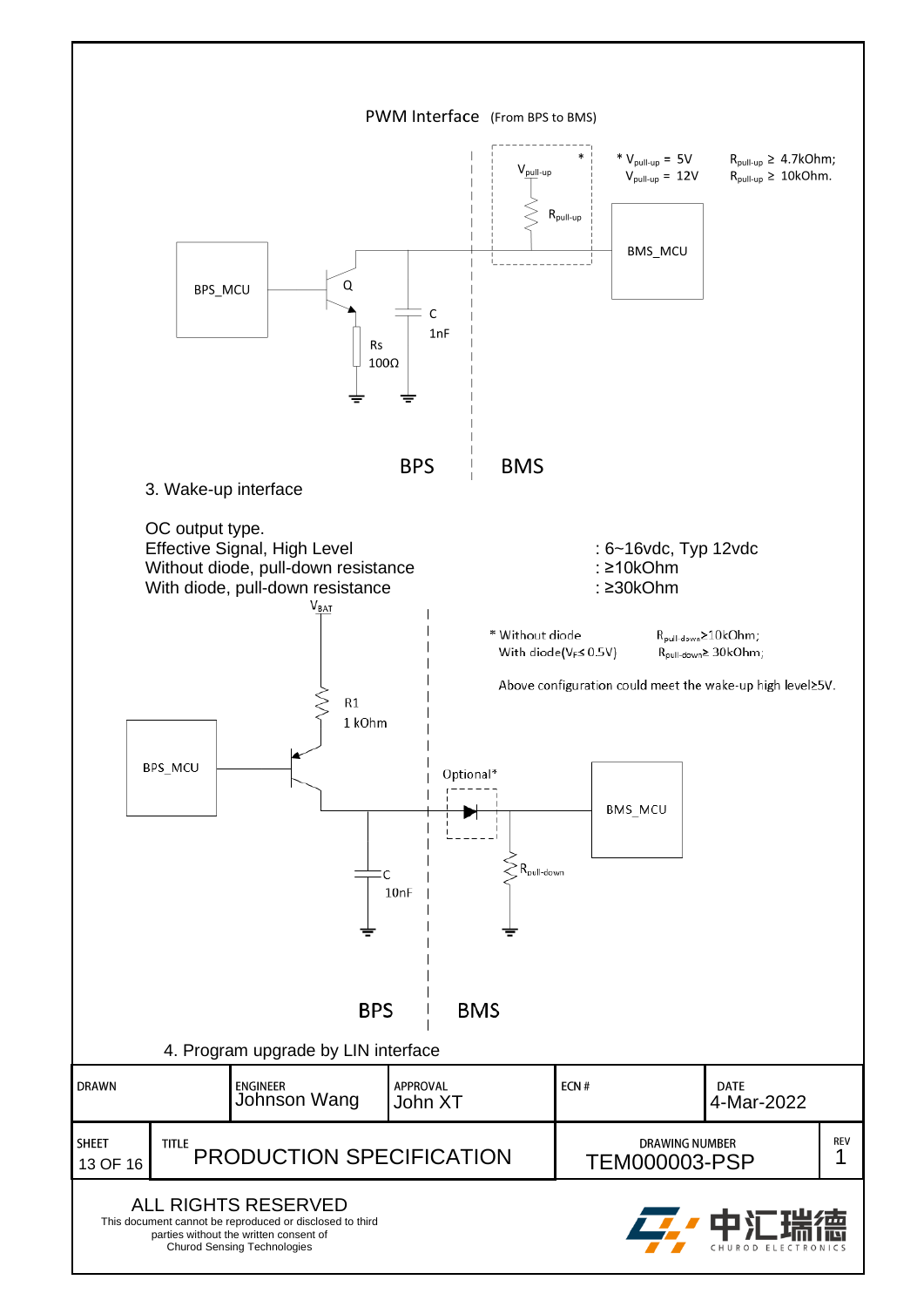PWM Interface (From BPS to BMS)

\* $V_{pull-up}$ = 5V  $R_{pull-up}$ ≥ 4.7kOhm;
$V_{pull-up}$ = 12V  $R_{pull-up}$ ≥ 10kOhm.

BPS_MCU, Q, Rs 100Ω, C 1nF, $V_{pull-up}$, $R_{pull-up}$, BMS_MCU

BPS | BMS

3. Wake-up interface

OC output type.

| | |
|---|---|
| Effective Signal, High Level | : 6~16vdc, Typ 12vdc |
| Without diode, pull-down resistance | : ≥10kOhm |
| With diode, pull-down resistance | : ≥30kOhm |

\* Without diode  $R_{pull-down}$>10kOhm;
With diode($V_F$≤ 0.5V)  $R_{pull-down}$≥ 30kOhm;

Above configuration could meet the wake-up high level≥5V.

$V_{BAT}$, R1 1 kOhm, BPS_MCU, Optional\*, BMS_MCU, C 10nF, $R_{pull-down}$

BPS | BMS

4. Program upgrade by LIN interface

| DRAWN | ENGINEER Johnson Wang | APPROVAL John XT | ECN # | DATE 4-Mar-2022 |
|---|---|---|---|---|
| SHEET 13 OF 16 | TITLE PRODUCTION SPECIFICATION | | DRAWING NUMBER TEM000003-PSP | REV 1 |

ALL RIGHTS RESERVED
This document cannot be reproduced or disclosed to third parties without the written consent of Churod Sensing Technologies

中汇瑞德 CHUROD ELECTRONICS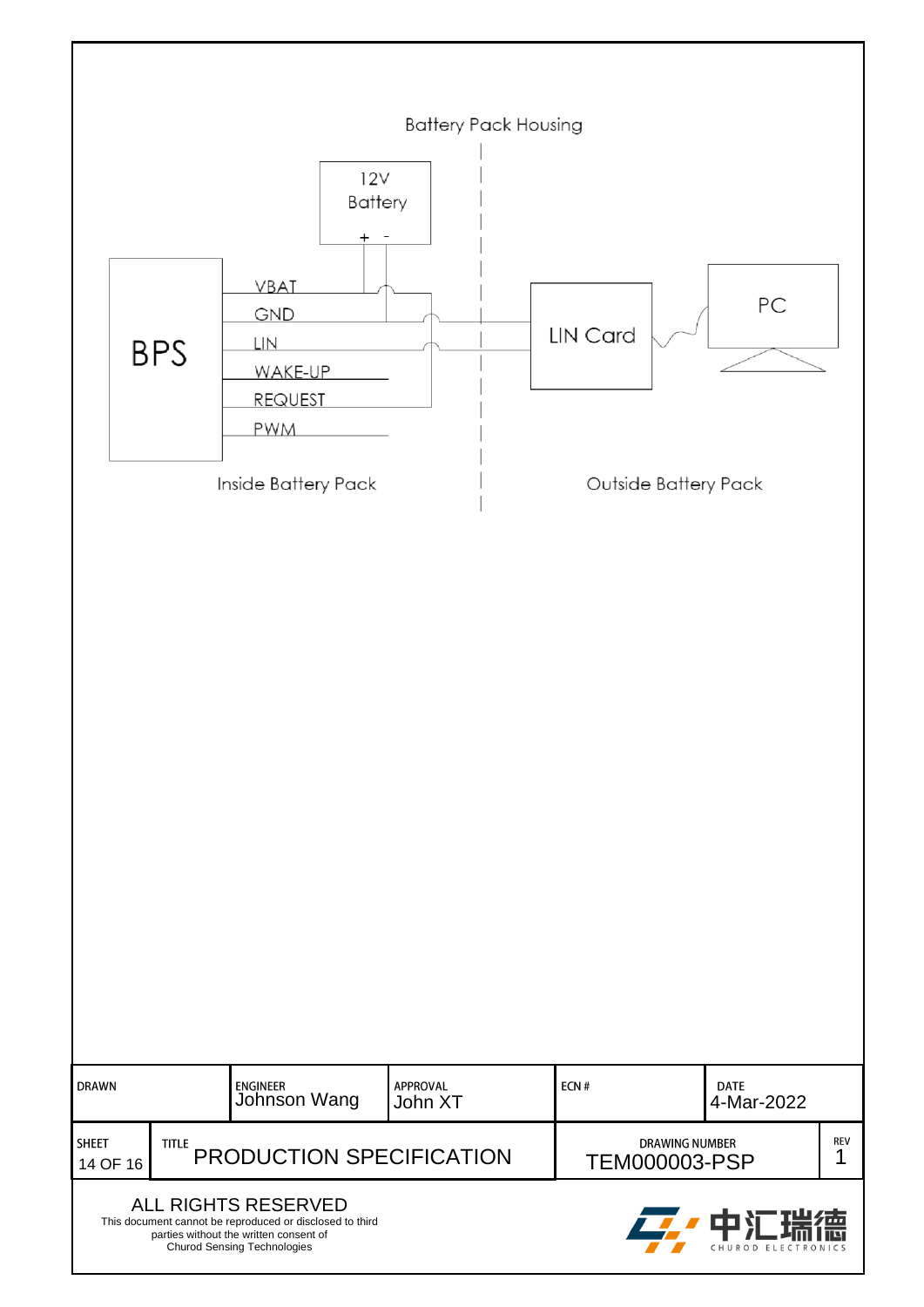Battery Pack Housing

12V Battery

\+ -

BPS

VBAT

GND

LIN

WAKE-UP

REQUEST

PWM

LIN Card

PC

Inside Battery Pack

Outside Battery Pack

| DRAWN | | ENGINEER Johnson Wang | APPROVAL John XT | ECN # | DATE 4-Mar-2022 |
|---|---|---|---|---|---|
| SHEET 14 OF 16 | TITLE PRODUCTION SPECIFICATION | | | DRAWING NUMBER TEM000003-PSP | REV 1 |

ALL RIGHTS RESERVED
This document cannot be reproduced or disclosed to third parties without the written consent of Churod Sensing Technologies

中汇瑞德 CHUROD ELECTRONICS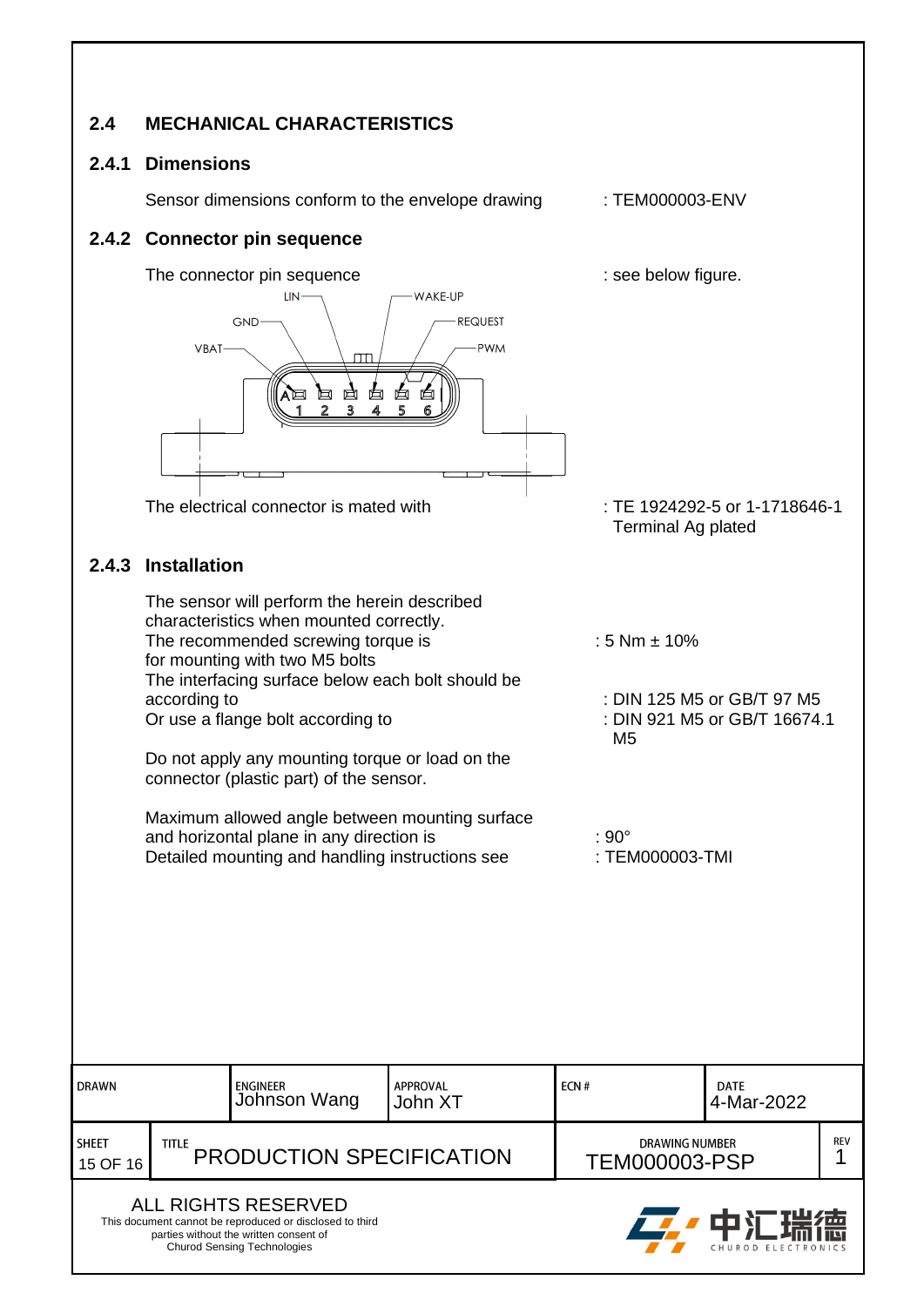## 2.4 MECHANICAL CHARACTERISTICS

### 2.4.1 Dimensions

Sensor dimensions conform to the envelope drawing : TEM000003-ENV

### 2.4.2 Connector pin sequence

The connector pin sequence : see below figure.

VBAT, GND, LIN, WAKE-UP, REQUEST, PWM

A 1 2 3 4 5 6

The electrical connector is mated with : TE 1924292-5 or 1-1718646-1 Terminal Ag plated

### 2.4.3 Installation

The sensor will perform the herein described characteristics when mounted correctly.

The recommended screwing torque is for mounting with two M5 bolts : 5 Nm ± 10%

The interfacing surface below each bolt should be according to : DIN 125 M5 or GB/T 97 M5

Or use a flange bolt according to : DIN 921 M5 or GB/T 16674.1 M5

Do not apply any mounting torque or load on the connector (plastic part) of the sensor.

Maximum allowed angle between mounting surface and horizontal plane in any direction is : 90°

Detailed mounting and handling instructions see : TEM000003-TMI

| DRAWN | ENGINEER Johnson Wang | APPROVAL John XT | ECN # | DATE 4-Mar-2022 |
|---|---|---|---|---|
| SHEET 15 OF 16 | TITLE PRODUCTION SPECIFICATION | | DRAWING NUMBER TEM000003-PSP | REV 1 |

ALL RIGHTS RESERVED
This document cannot be reproduced or disclosed to third parties without the written consent of Churod Sensing Technologies

中汇瑞德 CHUROD ELECTRONICS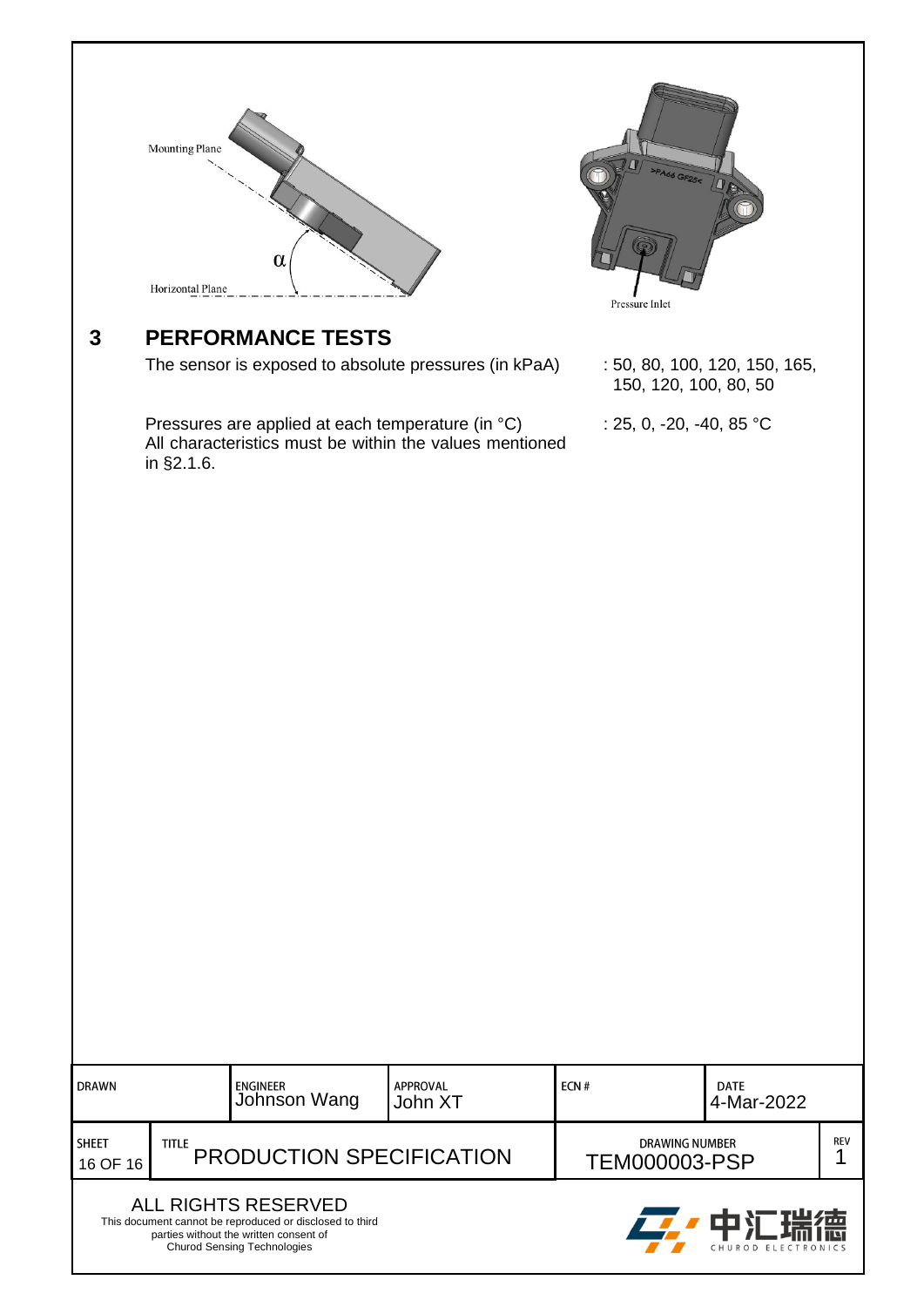Mounting Plane

α

Horizontal Plane

Pressure Inlet

## 3 PERFORMANCE TESTS

The sensor is exposed to absolute pressures (in kPaA) : 50, 80, 100, 120, 150, 165, 150, 120, 100, 80, 50

Pressures are applied at each temperature (in °C) : 25, 0, -20, -40, 85 °C

All characteristics must be within the values mentioned in §2.1.6.

| | | | | | |
|---|---|---|---|---|---|
| DRAWN | ENGINEER Johnson Wang | APPROVAL John XT | ECN # | DATE 4-Mar-2022 | |
| SHEET 16 OF 16 | TITLE PRODUCTION SPECIFICATION | | DRAWING NUMBER TEM000003-PSP | | REV 1 |

ALL RIGHTS RESERVED
This document cannot be reproduced or disclosed to third parties without the written consent of Churod Sensing Technologies

中汇瑞德 CHUROD ELECTRONICS